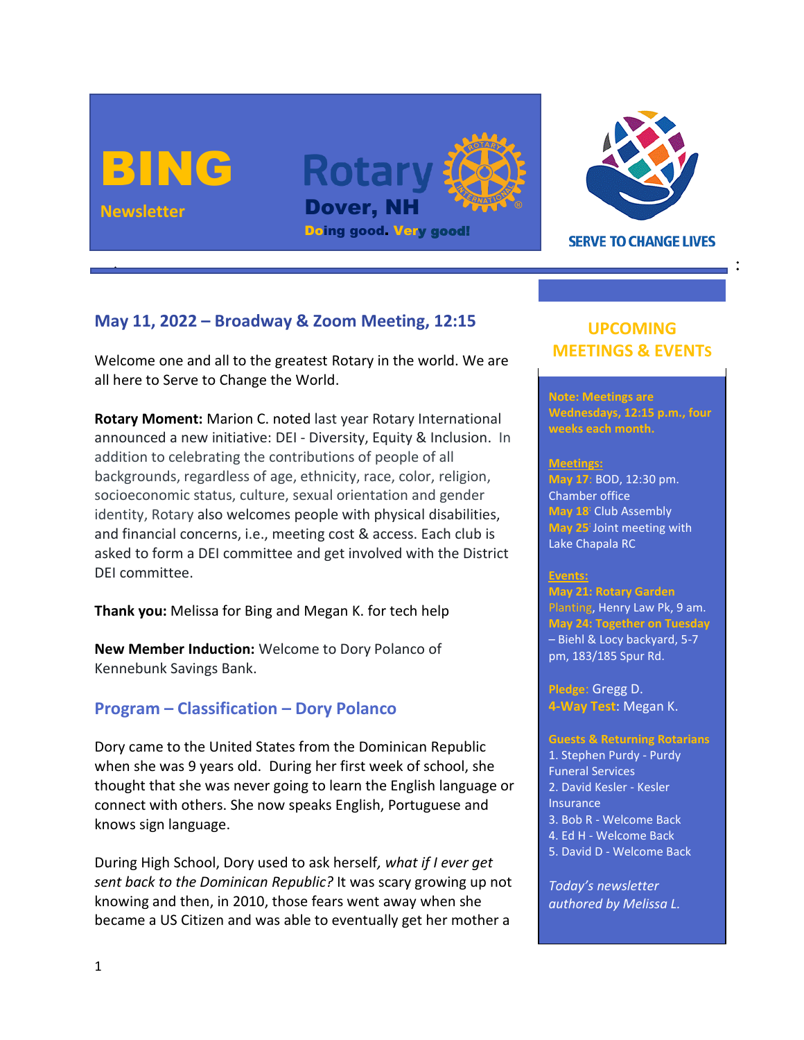# BING Newsletter

**Rotary Dover, NH**

**Doing good. Very good!**

SERVE TO CHANGE LIVES

## May 11, 2022 – Broadway & Zoom Meeting, 12:15

Welcome one and all to the greatest Rotary in the world. We are all here to Serve to Change the World.

**Rotary Moment:** Marion C. noted last year Rotary International announced a new initiative: DEI - Diversity, Equity & Inclusion. In addition to celebrating the contributions of people of all backgrounds, regardless of age, ethnicity, race, color, religion, socioeconomic status, culture, sexual orientation and gender identity, Rotary also welcomes people with physical disabilities, and financial concerns, i.e., meeting cost & access. Each club is asked to form a DEI committee and get involved with the District DEI committee.

**Thank you:** Melissa for Bing and Megan K. for tech help

**New Member Induction:** Welcome to Dory Polanco of Kennebunk Savings Bank.

## Program – Classification – Dory Polanco

Dory came to the United States from the Dominican Republic when she was 9 years old. During her first week of school, she thought that she was never going to learn the English language or connect with others. She now speaks English, Portuguese and knows sign language.

During High School, Dory used to ask herself, *what if I ever get sent back to the Dominican Republic?* It was scary growing up not knowing and then, in 2010, those fears went away when she became a US Citizen and was able to eventually get her mother a

## UPCOMING MEETINGS & EVENTS

**Note: Meetings are Wednesdays, 12:15 p.m., four weeks each month.**

**Meetings:**

**May 17**: BOD, 12:30 pm. Chamber office

**May 18**: Club Assembly

**May 25**: Joint meeting with Lake Chapala RC

**Events:**

**May 21: Rotary Garden** Planting, Henry Law Pk, 9 am.

**May 24: Together on Tuesday** – Biehl & Locy backyard, 5-7 pm, 183/185 Spur Rd.

**Pledge**: Gregg D.

**4-Way Test**: Megan K.

**Guests & Returning Rotarians**

1. Stephen Purdy - Purdy Funeral Services
2. David Kesler - Kesler Insurance
3. Bob R - Welcome Back
4. Ed H - Welcome Back
5. David D - Welcome Back

*Today's newsletter authored by Melissa L.*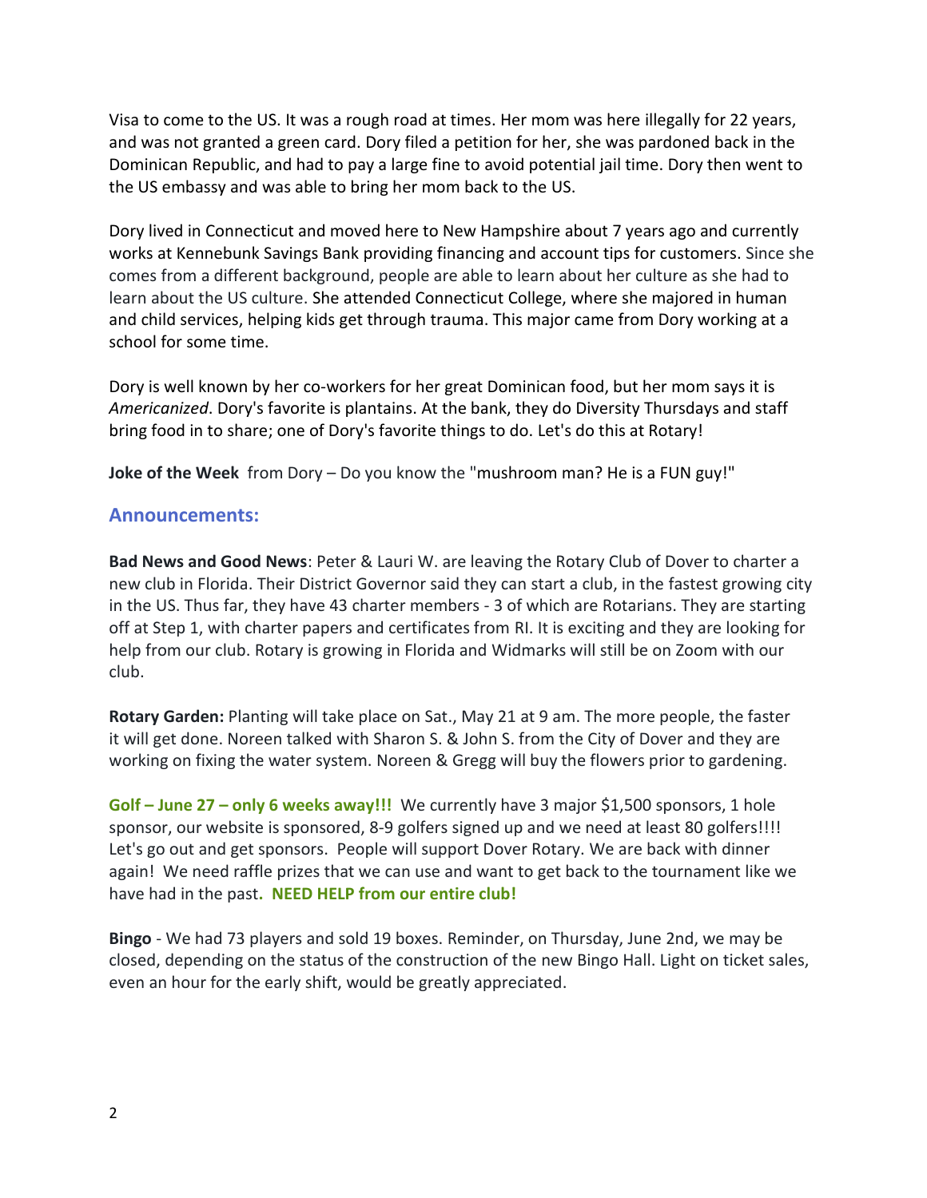Visa to come to the US. It was a rough road at times. Her mom was here illegally for 22 years, and was not granted a green card. Dory filed a petition for her, she was pardoned back in the Dominican Republic, and had to pay a large fine to avoid potential jail time. Dory then went to the US embassy and was able to bring her mom back to the US.

Dory lived in Connecticut and moved here to New Hampshire about 7 years ago and currently works at Kennebunk Savings Bank providing financing and account tips for customers. Since she comes from a different background, people are able to learn about her culture as she had to learn about the US culture. She attended Connecticut College, where she majored in human and child services, helping kids get through trauma. This major came from Dory working at a school for some time.

Dory is well known by her co-workers for her great Dominican food, but her mom says it is *Americanized*. Dory's favorite is plantains. At the bank, they do Diversity Thursdays and staff bring food in to share; one of Dory's favorite things to do. Let's do this at Rotary!

**Joke of the Week** from Dory – Do you know the "mushroom man? He is a FUN guy!"

## Announcements:

**Bad News and Good News**: Peter & Lauri W. are leaving the Rotary Club of Dover to charter a new club in Florida. Their District Governor said they can start a club, in the fastest growing city in the US. Thus far, they have 43 charter members - 3 of which are Rotarians. They are starting off at Step 1, with charter papers and certificates from RI. It is exciting and they are looking for help from our club. Rotary is growing in Florida and Widmarks will still be on Zoom with our club.

**Rotary Garden:** Planting will take place on Sat., May 21 at 9 am. The more people, the faster it will get done. Noreen talked with Sharon S. & John S. from the City of Dover and they are working on fixing the water system. Noreen & Gregg will buy the flowers prior to gardening.

**Golf – June 27 – only 6 weeks away!!!** We currently have 3 major $1,500 sponsors, 1 hole sponsor, our website is sponsored, 8-9 golfers signed up and we need at least 80 golfers!!!! Let's go out and get sponsors. People will support Dover Rotary. We are back with dinner again! We need raffle prizes that we can use and want to get back to the tournament like we have had in the past**. NEED HELP from our entire club!**

**Bingo** - We had 73 players and sold 19 boxes. Reminder, on Thursday, June 2nd, we may be closed, depending on the status of the construction of the new Bingo Hall. Light on ticket sales, even an hour for the early shift, would be greatly appreciated.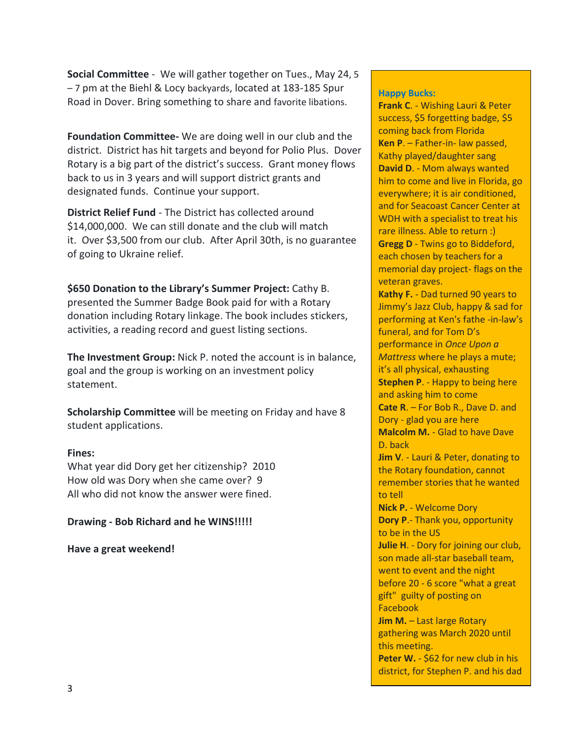**Social Committee** - We will gather together on Tues., May 24, 5 – 7 pm at the Biehl & Locy backyards, located at 183-185 Spur Road in Dover. Bring something to share and favorite libations.

**Foundation Committee-** We are doing well in our club and the district. District has hit targets and beyond for Polio Plus. Dover Rotary is a big part of the district's success. Grant money flows back to us in 3 years and will support district grants and designated funds. Continue your support.

**District Relief Fund** - The District has collected around $14,000,000. We can still donate and the club will match it. Over $3,500 from our club. After April 30th, is no guarantee of going to Ukraine relief.

**$650 Donation to the Library's Summer Project:** Cathy B. presented the Summer Badge Book paid for with a Rotary donation including Rotary linkage. The book includes stickers, activities, a reading record and guest listing sections.

**The Investment Group:** Nick P. noted the account is in balance, goal and the group is working on an investment policy statement.

**Scholarship Committee** will be meeting on Friday and have 8 student applications.

**Fines:**
What year did Dory get her citizenship? 2010
How old was Dory when she came over? 9
All who did not know the answer were fined.

**Drawing - Bob Richard and he WINS!!!!!**

**Have a great weekend!**

**Happy Bucks:**

**Frank C**. - Wishing Lauri & Peter success, $5 forgetting badge, $5 coming back from Florida
**Ken P**. – Father-in- law passed, Kathy played/daughter sang
**David D**. - Mom always wanted him to come and live in Florida, go everywhere; it is air conditioned, and for Seacoast Cancer Center at WDH with a specialist to treat his rare illness. Able to return :)
**Gregg D** - Twins go to Biddeford, each chosen by teachers for a memorial day project- flags on the veteran graves.
**Kathy F.** - Dad turned 90 years to Jimmy's Jazz Club, happy & sad for performing at Ken's fathe -in-law's funeral, and for Tom D's performance in *Once Upon a Mattress* where he plays a mute; it's all physical, exhausting
**Stephen P**. - Happy to being here and asking him to come
**Cate R**. – For Bob R., Dave D. and Dory - glad you are here
**Malcolm M.** - Glad to have Dave D. back
**Jim V**. - Lauri & Peter, donating to the Rotary foundation, cannot remember stories that he wanted to tell
**Nick P.** - Welcome Dory
**Dory P**.- Thank you, opportunity to be in the US
**Julie H**. - Dory for joining our club, son made all-star baseball team, went to event and the night before 20 - 6 score "what a great gift" guilty of posting on Facebook
**Jim M.** – Last large Rotary gathering was March 2020 until this meeting.
**Peter W.** - $62 for new club in his district, for Stephen P. and his dad